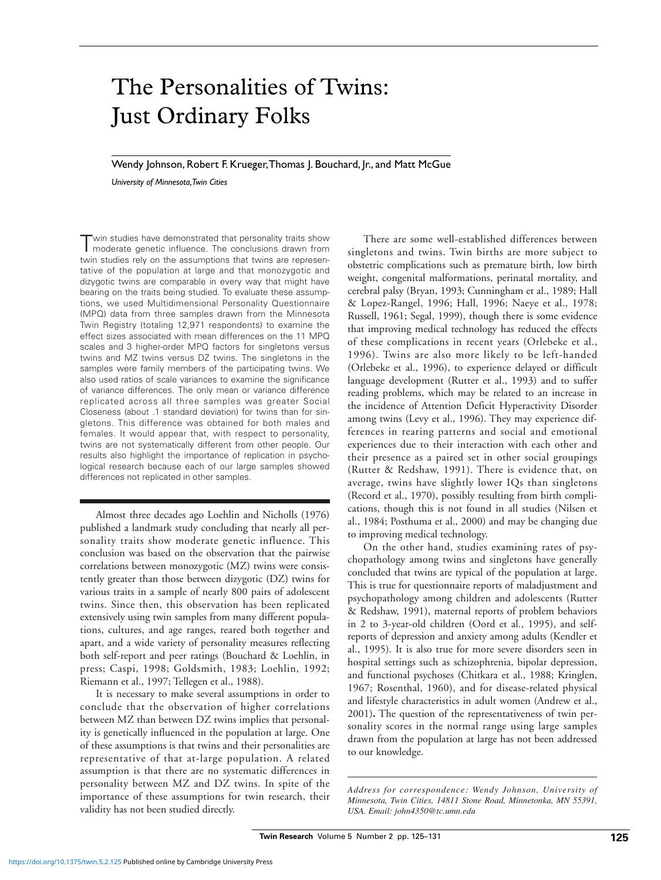# The Personalities of Twins: Just Ordinary Folks

Wendy Johnson, Robert F. Krueger, Thomas J. Bouchard, Jr., and Matt McGue

*University of Minnesota, Twin Cities*

Twin studies have demonstrated that personality traits show moderate genetic influence. The conclusions drawn from twin studies rely on the assumptions that twins are representative of the population at large and that monozygotic and dizygotic twins are comparable in every way that might have bearing on the traits being studied. To evaluate these assumptions, we used Multidimensional Personality Questionnaire (MPQ) data from three samples drawn from the Minnesota Twin Registry (totaling 12,971 respondents) to examine the effect sizes associated with mean differences on the 11 MPQ scales and 3 higher-order MPQ factors for singletons versus twins and MZ twins versus DZ twins. The singletons in the samples were family members of the participating twins. We also used ratios of scale variances to examine the significance of variance differences. The only mean or variance difference replicated across all three samples was greater Social Closeness (about .1 standard deviation) for twins than for singletons. This difference was obtained for both males and females. It would appear that, with respect to personality, twins are not systematically different from other people. Our results also highlight the importance of replication in psychological research because each of our large samples showed differences not replicated in other samples.

Almost three decades ago Loehlin and Nicholls (1976) published a landmark study concluding that nearly all personality traits show moderate genetic influence. This conclusion was based on the observation that the pairwise correlations between monozygotic (MZ) twins were consistently greater than those between dizygotic (DZ) twins for various traits in a sample of nearly 800 pairs of adolescent twins. Since then, this observation has been replicated extensively using twin samples from many different populations, cultures, and age ranges, reared both together and apart, and a wide variety of personality measures reflecting both self-report and peer ratings (Bouchard & Loehlin, in press; Caspi, 1998; Goldsmith, 1983; Loehlin, 1992; Riemann et al., 1997; Tellegen et al., 1988).

It is necessary to make several assumptions in order to conclude that the observation of higher correlations between MZ than between DZ twins implies that personality is genetically influenced in the population at large. One of these assumptions is that twins and their personalities are representative of that at-large population. A related assumption is that there are no systematic differences in personality between MZ and DZ twins. In spite of the importance of these assumptions for twin research, their validity has not been studied directly.

There are some well-established differences between singletons and twins. Twin births are more subject to obstetric complications such as premature birth, low birth weight, congenital malformations, perinatal mortality, and cerebral palsy (Bryan, 1993; Cunningham et al., 1989; Hall & Lopez-Rangel, 1996; Hall, 1996; Naeye et al., 1978; Russell, 1961; Segal, 1999), though there is some evidence that improving medical technology has reduced the effects of these complications in recent years (Orlebeke et al., 1996). Twins are also more likely to be left-handed (Orlebeke et al., 1996), to experience delayed or difficult language development (Rutter et al., 1993) and to suffer reading problems, which may be related to an increase in the incidence of Attention Deficit Hyperactivity Disorder among twins (Levy et al., 1996). They may experience differences in rearing patterns and social and emotional experiences due to their interaction with each other and their presence as a paired set in other social groupings (Rutter & Redshaw, 1991). There is evidence that, on average, twins have slightly lower IQs than singletons (Record et al., 1970), possibly resulting from birth complications, though this is not found in all studies (Nilsen et al., 1984; Posthuma et al., 2000) and may be changing due to improving medical technology.

On the other hand, studies examining rates of psychopathology among twins and singletons have generally concluded that twins are typical of the population at large. This is true for questionnaire reports of maladjustment and psychopathology among children and adolescents (Rutter & Redshaw, 1991), maternal reports of problem behaviors in 2 to 3-year-old children (Oord et al., 1995), and self-reports of depression and anxiety among adults (Kendler et al., 1995). It is also true for more severe disorders seen in hospital settings such as schizophrenia, bipolar depression, and functional psychoses (Chitkara et al., 1988; Kringlen, 1967; Rosenthal, 1960), and for disease-related physical and lifestyle characteristics in adult women (Andrew et al., 2001). The question of the representativeness of twin personality scores in the normal range using large samples drawn from the population at large has not been addressed to our knowledge.

*Address for correspondence: Wendy Johnson, University of Minnesota, Twin Cities, 14811 Stone Road, Minnetonka, MN 55391, USA. Email: john4350@tc.umn.edu*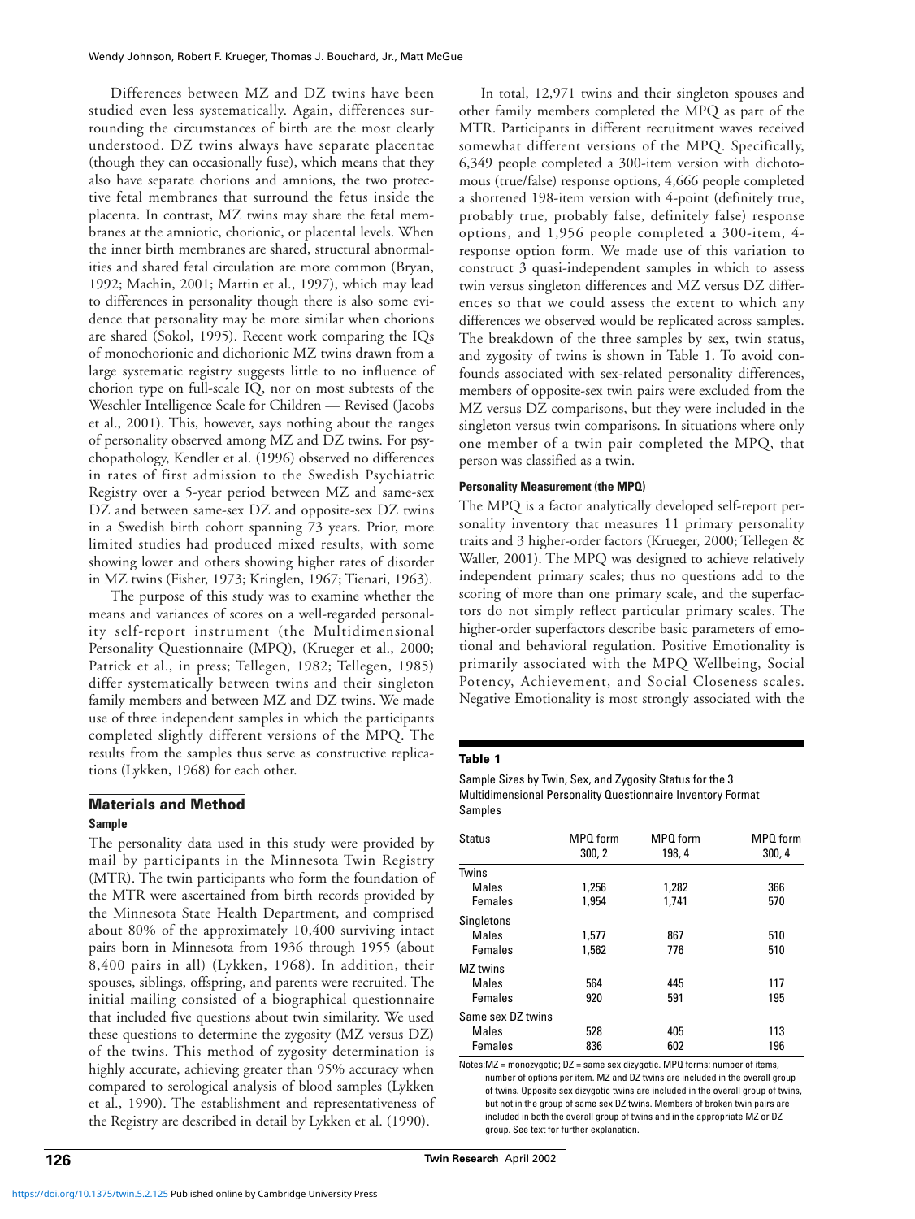Differences between MZ and DZ twins have been studied even less systematically. Again, differences surrounding the circumstances of birth are the most clearly understood. DZ twins always have separate placentae (though they can occasionally fuse), which means that they also have separate chorions and amnions, the two protective fetal membranes that surround the fetus inside the placenta. In contrast, MZ twins may share the fetal membranes at the amniotic, chorionic, or placental levels. When the inner birth membranes are shared, structural abnormalities and shared fetal circulation are more common (Bryan, 1992; Machin, 2001; Martin et al., 1997), which may lead to differences in personality though there is also some evidence that personality may be more similar when chorions are shared (Sokol, 1995). Recent work comparing the IQs of monochorionic and dichorionic MZ twins drawn from a large systematic registry suggests little to no influence of chorion type on full-scale IQ, nor on most subtests of the Weschler Intelligence Scale for Children — Revised (Jacobs et al., 2001). This, however, says nothing about the ranges of personality observed among MZ and DZ twins. For psychopathology, Kendler et al. (1996) observed no differences in rates of first admission to the Swedish Psychiatric Registry over a 5-year period between MZ and same-sex DZ and between same-sex DZ and opposite-sex DZ twins in a Swedish birth cohort spanning 73 years. Prior, more limited studies had produced mixed results, with some showing lower and others showing higher rates of disorder in MZ twins (Fisher, 1973; Kringlen, 1967; Tienari, 1963).

The purpose of this study was to examine whether the means and variances of scores on a well-regarded personality self-report instrument (the Multidimensional Personality Questionnaire (MPQ), (Krueger et al., 2000; Patrick et al., in press; Tellegen, 1982; Tellegen, 1985) differ systematically between twins and their singleton family members and between MZ and DZ twins. We made use of three independent samples in which the participants completed slightly different versions of the MPQ. The results from the samples thus serve as constructive replications (Lykken, 1968) for each other.

## Materials and Method

### Sample

The personality data used in this study were provided by mail by participants in the Minnesota Twin Registry (MTR). The twin participants who form the foundation of the MTR were ascertained from birth records provided by the Minnesota State Health Department, and comprised about 80% of the approximately 10,400 surviving intact pairs born in Minnesota from 1936 through 1955 (about 8,400 pairs in all) (Lykken, 1968). In addition, their spouses, siblings, offspring, and parents were recruited. The initial mailing consisted of a biographical questionnaire that included five questions about twin similarity. We used these questions to determine the zygosity (MZ versus DZ) of the twins. This method of zygosity determination is highly accurate, achieving greater than 95% accuracy when compared to serological analysis of blood samples (Lykken et al., 1990). The establishment and representativeness of the Registry are described in detail by Lykken et al. (1990).

In total, 12,971 twins and their singleton spouses and other family members completed the MPQ as part of the MTR. Participants in different recruitment waves received somewhat different versions of the MPQ. Specifically, 6,349 people completed a 300-item version with dichotomous (true/false) response options, 4,666 people completed a shortened 198-item version with 4-point (definitely true, probably true, probably false, definitely false) response options, and 1,956 people completed a 300-item, 4-response option form. We made use of this variation to construct 3 quasi-independent samples in which to assess twin versus singleton differences and MZ versus DZ differences so that we could assess the extent to which any differences we observed would be replicated across samples. The breakdown of the three samples by sex, twin status, and zygosity of twins is shown in Table 1. To avoid confounds associated with sex-related personality differences, members of opposite-sex twin pairs were excluded from the MZ versus DZ comparisons, but they were included in the singleton versus twin comparisons. In situations where only one member of a twin pair completed the MPQ, that person was classified as a twin.

### Personality Measurement (the MPQ)

The MPQ is a factor analytically developed self-report personality inventory that measures 11 primary personality traits and 3 higher-order factors (Krueger, 2000; Tellegen & Waller, 2001). The MPQ was designed to achieve relatively independent primary scales; thus no questions add to the scoring of more than one primary scale, and the superfactors do not simply reflect particular primary scales. The higher-order superfactors describe basic parameters of emotional and behavioral regulation. Positive Emotionality is primarily associated with the MPQ Wellbeing, Social Potency, Achievement, and Social Closeness scales. Negative Emotionality is most strongly associated with the

**Table 1**

Sample Sizes by Twin, Sex, and Zygosity Status for the 3 Multidimensional Personality Questionnaire Inventory Format Samples

| Status | MPQ form 300, 2 | MPQ form 198, 4 | MPQ form 300, 4 |
|---|---|---|---|
| Twins | | | |
| Males | 1,256 | 1,282 | 366 |
| Females | 1,954 | 1,741 | 570 |
| Singletons | | | |
| Males | 1,577 | 867 | 510 |
| Females | 1,562 | 776 | 510 |
| MZ twins | | | |
| Males | 564 | 445 | 117 |
| Females | 920 | 591 | 195 |
| Same sex DZ twins | | | |
| Males | 528 | 405 | 113 |
| Females | 836 | 602 | 196 |

Notes: MZ = monozygotic; DZ = same sex dizygotic. MPQ forms: number of items, number of options per item. MZ and DZ twins are included in the overall group of twins. Opposite sex dizygotic twins are included in the overall group of twins, but not in the group of same sex DZ twins. Members of broken twin pairs are included in both the overall group of twins and in the appropriate MZ or DZ group. See text for further explanation.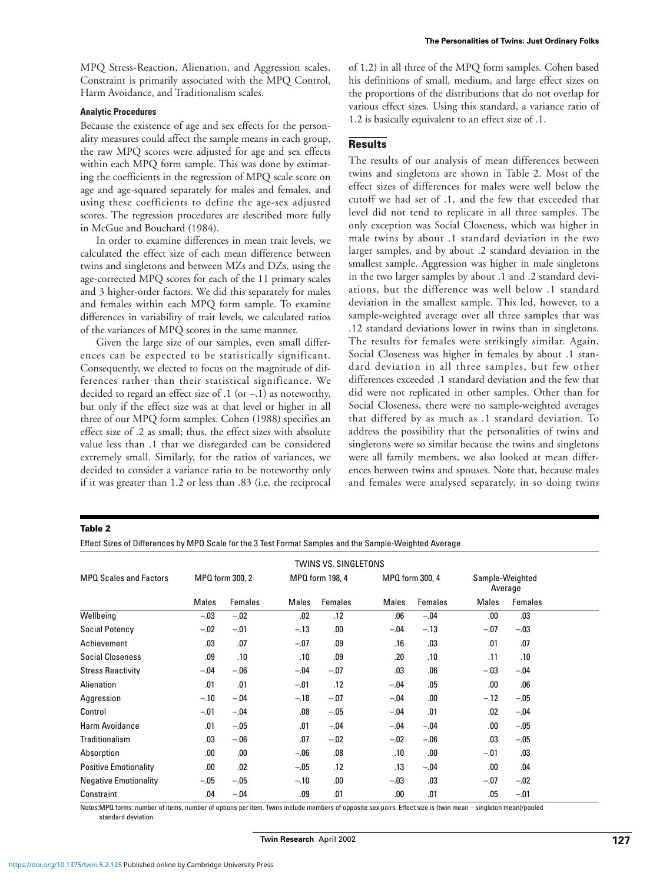MPQ Stress-Reaction, Alienation, and Aggression scales. Constraint is primarily associated with the MPQ Control, Harm Avoidance, and Traditionalism scales.

#### Analytic Procedures

Because the existence of age and sex effects for the personality measures could affect the sample means in each group, the raw MPQ scores were adjusted for age and sex effects within each MPQ form sample. This was done by estimating the coefficients in the regression of MPQ scale score on age and age-squared separately for males and females, and using these coefficients to define the age-sex adjusted scores. The regression procedures are described more fully in McGue and Bouchard (1984).

In order to examine differences in mean trait levels, we calculated the effect size of each mean difference between twins and singletons and between MZs and DZs, using the age-corrected MPQ scores for each of the 11 primary scales and 3 higher-order factors. We did this separately for males and females within each MPQ form sample. To examine differences in variability of trait levels, we calculated ratios of the variances of MPQ scores in the same manner.

Given the large size of our samples, even small differences can be expected to be statistically significant. Consequently, we elected to focus on the magnitude of differences rather than their statistical significance. We decided to regard an effect size of .1 (or –.1) as noteworthy, but only if the effect size was at that level or higher in all three of our MPQ form samples. Cohen (1988) specifies an effect size of .2 as small; thus, the effect sizes with absolute value less than .1 that we disregarded can be considered extremely small. Similarly, for the ratios of variances, we decided to consider a variance ratio to be noteworthy only if it was greater than 1.2 or less than .83 (i.e. the reciprocal of 1.2) in all three of the MPQ form samples. Cohen based his definitions of small, medium, and large effect sizes on the proportions of the distributions that do not overlap for various effect sizes. Using this standard, a variance ratio of 1.2 is basically equivalent to an effect size of .1.

## Results

The results of our analysis of mean differences between twins and singletons are shown in Table 2. Most of the effect sizes of differences for males were well below the cutoff we had set of .1, and the few that exceeded that level did not tend to replicate in all three samples. The only exception was Social Closeness, which was higher in male twins by about .1 standard deviation in the two larger samples, and by about .2 standard deviation in the smallest sample. Aggression was higher in male singletons in the two larger samples by about .1 and .2 standard deviations, but the difference was well below .1 standard deviation in the smallest sample. This led, however, to a sample-weighted average over all three samples that was .12 standard deviations lower in twins than in singletons. The results for females were strikingly similar. Again, Social Closeness was higher in females by about .1 standard deviation in all three samples, but few other differences exceeded .1 standard deviation and the few that did were not replicated in other samples. Other than for Social Closeness, there were no sample-weighted averages that differed by as much as .1 standard deviation. To address the possibility that the personalities of twins and singletons were so similar because the twins and singletons were all family members, we also looked at mean differences between twins and spouses. Note that, because males and females were analysed separately, in so doing twins

**Table 2**

Effect Sizes of Differences by MPQ Scale for the 3 Test Format Samples and the Sample-Weighted Average

| | TWINS VS. SINGLETONS | | | | | | | |
|---|---|---|---|---|---|---|---|---|
| MPQ Scales and Factors | MPQ form 300, 2 | | MPQ form 198, 4 | | MPQ form 300, 4 | | Sample-Weighted Average | |
| | Males | Females | Males | Females | Males | Females | Males | Females |
| Wellbeing | –.03 | –.02 | .02 | .12 | .06 | –.04 | .00 | .03 |
| Social Potency | –.02 | –.01 | –.13 | .00 | –.04 | –.13 | –.07 | –.03 |
| Achievement | .03 | .07 | –.07 | .09 | .16 | .03 | .01 | .07 |
| Social Closeness | .09 | .10 | .10 | .09 | .20 | .10 | .11 | .10 |
| Stress Reactivity | –.04 | –.06 | –.04 | –.07 | .03 | .06 | –.03 | –.04 |
| Alienation | .01 | .01 | –.01 | .12 | –.04 | .05 | .00 | .06 |
| Aggression | –.10 | –.04 | –.18 | –.07 | –.04 | .00 | –.12 | –.05 |
| Control | –.01 | –.04 | .08 | –.05 | –.04 | .01 | .02 | –.04 |
| Harm Avoidance | .01 | –.05 | .01 | –.04 | –.04 | –.04 | .00 | –.05 |
| Traditionalism | .03 | –.06 | .07 | –.02 | –.02 | –.06 | .03 | –.05 |
| Absorption | .00 | .00 | –.06 | .08 | .10 | .00 | –.01 | .03 |
| Positive Emotionality | .00 | .02 | –.05 | .12 | .13 | –.04 | .00 | .04 |
| Negative Emotionality | –.05 | –.05 | –.10 | .00 | –.03 | .03 | –.07 | –.02 |
| Constraint | .04 | –.04 | .09 | .01 | .00 | .01 | .05 | –.01 |

Notes: MPQ forms: number of items, number of options per item. Twins include members of opposite sex pairs. Effect size is (twin mean – singleton mean)/pooled standard deviation.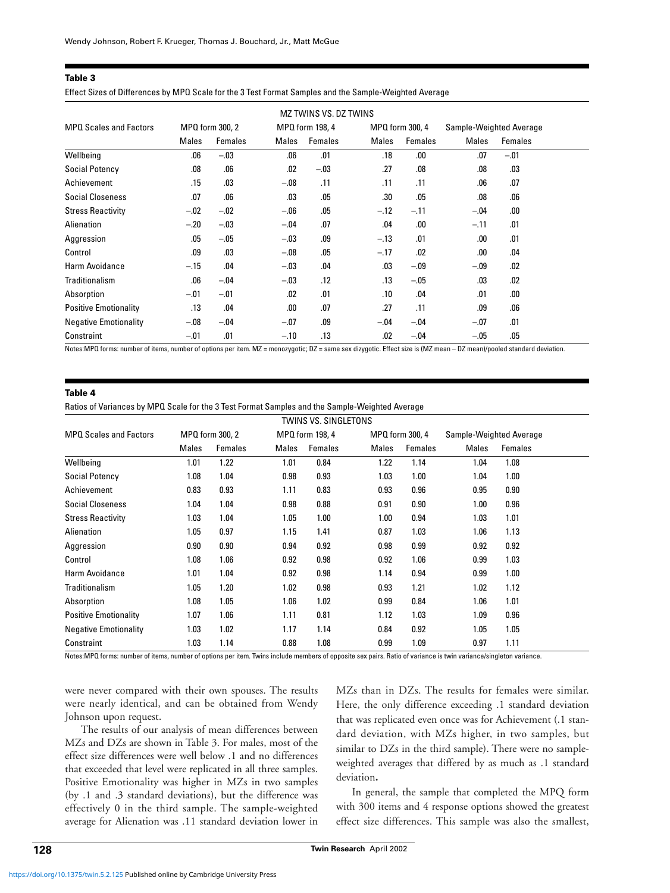**Table 3**

Effect Sizes of Differences by MPQ Scale for the 3 Test Format Samples and the Sample-Weighted Average

| MPQ Scales and Factors | MZ TWINS VS. DZ TWINS | | | | | | | |
|---|---|---|---|---|---|---|---|---|
| | MPQ form 300, 2 | | MPQ form 198, 4 | | MPQ form 300, 4 | | Sample-Weighted Average | |
| | Males | Females | Males | Females | Males | Females | Males | Females |
| Wellbeing | .06 | −.03 | .06 | .01 | .18 | .00 | .07 | −.01 |
| Social Potency | .08 | .06 | .02 | −.03 | .27 | .08 | .08 | .03 |
| Achievement | .15 | .03 | −.08 | .11 | .11 | .11 | .06 | .07 |
| Social Closeness | .07 | .06 | .03 | .05 | .30 | .05 | .08 | .06 |
| Stress Reactivity | −.02 | −.02 | −.06 | .05 | −.12 | −.11 | −.04 | .00 |
| Alienation | −.20 | −.03 | −.04 | .07 | .04 | .00 | −.11 | .01 |
| Aggression | .05 | −.05 | −.03 | .09 | −.13 | .01 | .00 | .01 |
| Control | .09 | .03 | −.08 | .05 | −.17 | .02 | .00 | .04 |
| Harm Avoidance | −.15 | .04 | −.03 | .04 | .03 | −.09 | −.09 | .02 |
| Traditionalism | .06 | −.04 | −.03 | .12 | .13 | −.05 | .03 | .02 |
| Absorption | −.01 | −.01 | .02 | .01 | .10 | .04 | .01 | .00 |
| Positive Emotionality | .13 | .04 | .00 | .07 | .27 | .11 | .09 | .06 |
| Negative Emotionality | −.08 | −.04 | −.07 | .09 | −.04 | −.04 | −.07 | .01 |
| Constraint | −.01 | .01 | −.10 | .13 | .02 | −.04 | −.05 | .05 |

Notes:MPQ forms: number of items, number of options per item. MZ = monozygotic; DZ = same sex dizygotic. Effect size is (MZ mean – DZ mean)/pooled standard deviation.

**Table 4**

Ratios of Variances by MPQ Scale for the 3 Test Format Samples and the Sample-Weighted Average

| MPQ Scales and Factors | TWINS VS. SINGLETONS | | | | | | | |
|---|---|---|---|---|---|---|---|---|
| | MPQ form 300, 2 | | MPQ form 198, 4 | | MPQ form 300, 4 | | Sample-Weighted Average | |
| | Males | Females | Males | Females | Males | Females | Males | Females |
| Wellbeing | 1.01 | 1.22 | 1.01 | 0.84 | 1.22 | 1.14 | 1.04 | 1.08 |
| Social Potency | 1.08 | 1.04 | 0.98 | 0.93 | 1.03 | 1.00 | 1.04 | 1.00 |
| Achievement | 0.83 | 0.93 | 1.11 | 0.83 | 0.93 | 0.96 | 0.95 | 0.90 |
| Social Closeness | 1.04 | 1.04 | 0.98 | 0.88 | 0.91 | 0.90 | 1.00 | 0.96 |
| Stress Reactivity | 1.03 | 1.04 | 1.05 | 1.00 | 1.00 | 0.94 | 1.03 | 1.01 |
| Alienation | 1.05 | 0.97 | 1.15 | 1.41 | 0.87 | 1.03 | 1.06 | 1.13 |
| Aggression | 0.90 | 0.90 | 0.94 | 0.92 | 0.98 | 0.99 | 0.92 | 0.92 |
| Control | 1.08 | 1.06 | 0.92 | 0.98 | 0.92 | 1.06 | 0.99 | 1.03 |
| Harm Avoidance | 1.01 | 1.04 | 0.92 | 0.98 | 1.14 | 0.94 | 0.99 | 1.00 |
| Traditionalism | 1.05 | 1.20 | 1.02 | 0.98 | 0.93 | 1.21 | 1.02 | 1.12 |
| Absorption | 1.08 | 1.05 | 1.06 | 1.02 | 0.99 | 0.84 | 1.06 | 1.01 |
| Positive Emotionality | 1.07 | 1.06 | 1.11 | 0.81 | 1.12 | 1.03 | 1.09 | 0.96 |
| Negative Emotionality | 1.03 | 1.02 | 1.17 | 1.14 | 0.84 | 0.92 | 1.05 | 1.05 |
| Constraint | 1.03 | 1.14 | 0.88 | 1.08 | 0.99 | 1.09 | 0.97 | 1.11 |

Notes:MPQ forms: number of items, number of options per item. Twins include members of opposite sex pairs. Ratio of variance is twin variance/singleton variance.

were never compared with their own spouses. The results were nearly identical, and can be obtained from Wendy Johnson upon request.

The results of our analysis of mean differences between MZs and DZs are shown in Table 3. For males, most of the effect size differences were well below .1 and no differences that exceeded that level were replicated in all three samples. Positive Emotionality was higher in MZs in two samples (by .1 and .3 standard deviations), but the difference was effectively 0 in the third sample. The sample-weighted average for Alienation was .11 standard deviation lower in MZs than in DZs. The results for females were similar. Here, the only difference exceeding .1 standard deviation that was replicated even once was for Achievement (.1 standard deviation, with MZs higher, in two samples, but similar to DZs in the third sample). There were no sample-weighted averages that differed by as much as .1 standard deviation**.**

In general, the sample that completed the MPQ form with 300 items and 4 response options showed the greatest effect size differences. This sample was also the smallest,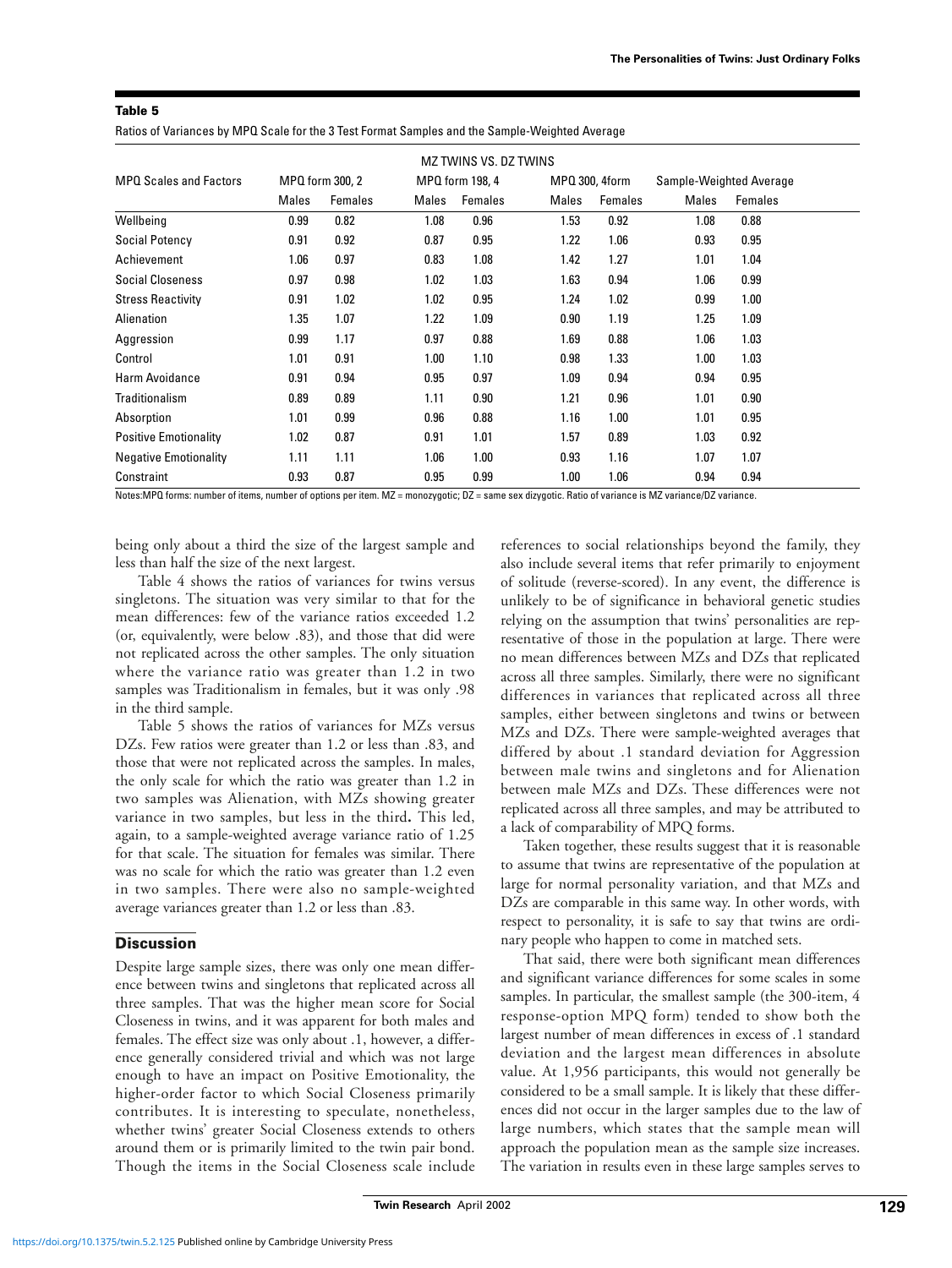**Table 5**

Ratios of Variances by MPQ Scale for the 3 Test Format Samples and the Sample-Weighted Average

| MPQ Scales and Factors | MZ TWINS VS. DZ TWINS | | | | | | | |
|---|---|---|---|---|---|---|---|---|
| | MPQ form 300, 2 | | MPQ form 198, 4 | | MPQ 300, 4form | | Sample-Weighted Average | |
| | Males | Females | Males | Females | Males | Females | Males | Females |
| Wellbeing | 0.99 | 0.82 | 1.08 | 0.96 | 1.53 | 0.92 | 1.08 | 0.88 |
| Social Potency | 0.91 | 0.92 | 0.87 | 0.95 | 1.22 | 1.06 | 0.93 | 0.95 |
| Achievement | 1.06 | 0.97 | 0.83 | 1.08 | 1.42 | 1.27 | 1.01 | 1.04 |
| Social Closeness | 0.97 | 0.98 | 1.02 | 1.03 | 1.63 | 0.94 | 1.06 | 0.99 |
| Stress Reactivity | 0.91 | 1.02 | 1.02 | 0.95 | 1.24 | 1.02 | 0.99 | 1.00 |
| Alienation | 1.35 | 1.07 | 1.22 | 1.09 | 0.90 | 1.19 | 1.25 | 1.09 |
| Aggression | 0.99 | 1.17 | 0.97 | 0.88 | 1.69 | 0.88 | 1.06 | 1.03 |
| Control | 1.01 | 0.91 | 1.00 | 1.10 | 0.98 | 1.33 | 1.00 | 1.03 |
| Harm Avoidance | 0.91 | 0.94 | 0.95 | 0.97 | 1.09 | 0.94 | 0.94 | 0.95 |
| Traditionalism | 0.89 | 0.89 | 1.11 | 0.90 | 1.21 | 0.96 | 1.01 | 0.90 |
| Absorption | 1.01 | 0.99 | 0.96 | 0.88 | 1.16 | 1.00 | 1.01 | 0.95 |
| Positive Emotionality | 1.02 | 0.87 | 0.91 | 1.01 | 1.57 | 0.89 | 1.03 | 0.92 |
| Negative Emotionality | 1.11 | 1.11 | 1.06 | 1.00 | 0.93 | 1.16 | 1.07 | 1.07 |
| Constraint | 0.93 | 0.87 | 0.95 | 0.99 | 1.00 | 1.06 | 0.94 | 0.94 |

Notes:MPQ forms: number of items, number of options per item. MZ = monozygotic; DZ = same sex dizygotic. Ratio of variance is MZ variance/DZ variance.

being only about a third the size of the largest sample and less than half the size of the next largest.

Table 4 shows the ratios of variances for twins versus singletons. The situation was very similar to that for the mean differences: few of the variance ratios exceeded 1.2 (or, equivalently, were below .83), and those that did were not replicated across the other samples. The only situation where the variance ratio was greater than 1.2 in two samples was Traditionalism in females, but it was only .98 in the third sample.

Table 5 shows the ratios of variances for MZs versus DZs. Few ratios were greater than 1.2 or less than .83, and those that were not replicated across the samples. In males, the only scale for which the ratio was greater than 1.2 in two samples was Alienation, with MZs showing greater variance in two samples, but less in the third**.** This led, again, to a sample-weighted average variance ratio of 1.25 for that scale. The situation for females was similar. There was no scale for which the ratio was greater than 1.2 even in two samples. There were also no sample-weighted average variances greater than 1.2 or less than .83.

## Discussion

Despite large sample sizes, there was only one mean difference between twins and singletons that replicated across all three samples. That was the higher mean score for Social Closeness in twins, and it was apparent for both males and females. The effect size was only about .1, however, a difference generally considered trivial and which was not large enough to have an impact on Positive Emotionality, the higher-order factor to which Social Closeness primarily contributes. It is interesting to speculate, nonetheless, whether twins' greater Social Closeness extends to others around them or is primarily limited to the twin pair bond. Though the items in the Social Closeness scale include references to social relationships beyond the family, they also include several items that refer primarily to enjoyment of solitude (reverse-scored). In any event, the difference is unlikely to be of significance in behavioral genetic studies relying on the assumption that twins' personalities are representative of those in the population at large. There were no mean differences between MZs and DZs that replicated across all three samples. Similarly, there were no significant differences in variances that replicated across all three samples, either between singletons and twins or between MZs and DZs. There were sample-weighted averages that differed by about .1 standard deviation for Aggression between male twins and singletons and for Alienation between male MZs and DZs. These differences were not replicated across all three samples, and may be attributed to a lack of comparability of MPQ forms.

Taken together, these results suggest that it is reasonable to assume that twins are representative of the population at large for normal personality variation, and that MZs and DZs are comparable in this same way. In other words, with respect to personality, it is safe to say that twins are ordinary people who happen to come in matched sets.

That said, there were both significant mean differences and significant variance differences for some scales in some samples. In particular, the smallest sample (the 300-item, 4 response-option MPQ form) tended to show both the largest number of mean differences in excess of .1 standard deviation and the largest mean differences in absolute value. At 1,956 participants, this would not generally be considered to be a small sample. It is likely that these differences did not occur in the larger samples due to the law of large numbers, which states that the sample mean will approach the population mean as the sample size increases. The variation in results even in these large samples serves to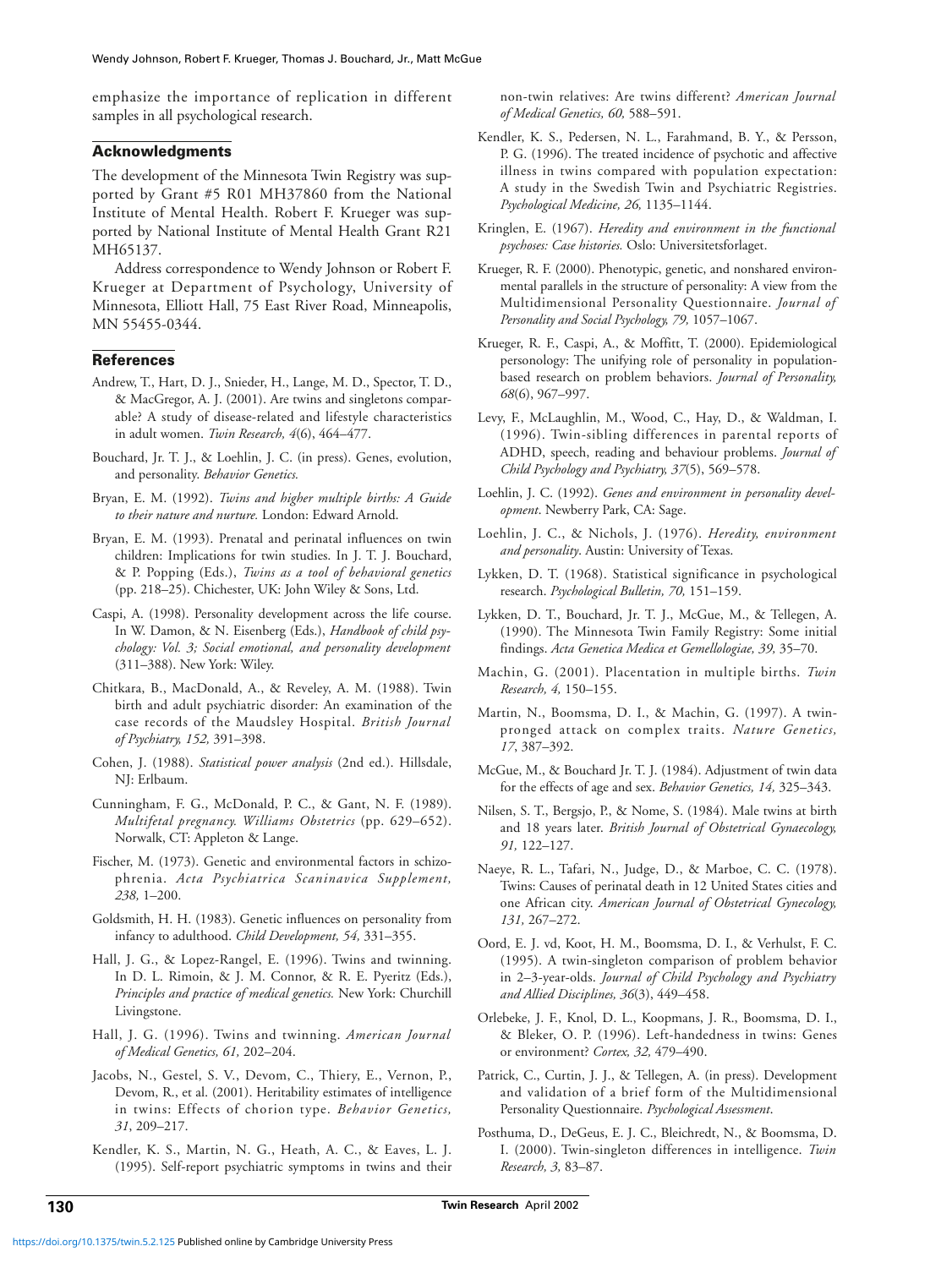emphasize the importance of replication in different samples in all psychological research.

## Acknowledgments

The development of the Minnesota Twin Registry was supported by Grant #5 R01 MH37860 from the National Institute of Mental Health. Robert F. Krueger was supported by National Institute of Mental Health Grant R21 MH65137.

Address correspondence to Wendy Johnson or Robert F. Krueger at Department of Psychology, University of Minnesota, Elliott Hall, 75 East River Road, Minneapolis, MN 55455-0344.

## References

Andrew, T., Hart, D. J., Snieder, H., Lange, M. D., Spector, T. D., & MacGregor, A. J. (2001). Are twins and singletons comparable? A study of disease-related and lifestyle characteristics in adult women. *Twin Research, 4*(6), 464–477.

Bouchard, Jr. T. J., & Loehlin, J. C. (in press). Genes, evolution, and personality. *Behavior Genetics.*

Bryan, E. M. (1992). *Twins and higher multiple births: A Guide to their nature and nurture.* London: Edward Arnold.

Bryan, E. M. (1993). Prenatal and perinatal influences on twin children: Implications for twin studies. In J. T. J. Bouchard, & P. Popping (Eds.), *Twins as a tool of behavioral genetics* (pp. 218–25). Chichester, UK: John Wiley & Sons, Ltd.

Caspi, A. (1998). Personality development across the life course. In W. Damon, & N. Eisenberg (Eds.), *Handbook of child psychology: Vol. 3; Social emotional, and personality development* (311–388). New York: Wiley.

Chitkara, B., MacDonald, A., & Reveley, A. M. (1988). Twin birth and adult psychiatric disorder: An examination of the case records of the Maudsley Hospital. *British Journal of Psychiatry, 152,* 391–398.

Cohen, J. (1988). *Statistical power analysis* (2nd ed.). Hillsdale, NJ: Erlbaum.

Cunningham, F. G., McDonald, P. C., & Gant, N. F. (1989). *Multifetal pregnancy. Williams Obstetrics* (pp. 629–652). Norwalk, CT: Appleton & Lange.

Fischer, M. (1973). Genetic and environmental factors in schizophrenia. *Acta Psychiatrica Scaninavica Supplement, 238,* 1–200.

Goldsmith, H. H. (1983). Genetic influences on personality from infancy to adulthood. *Child Development, 54,* 331–355.

Hall, J. G., & Lopez-Rangel, E. (1996). Twins and twinning. In D. L. Rimoin, & J. M. Connor, & R. E. Pyeritz (Eds.), *Principles and practice of medical genetics.* New York: Churchill Livingstone.

Hall, J. G. (1996). Twins and twinning. *American Journal of Medical Genetics, 61,* 202–204.

Jacobs, N., Gestel, S. V., Devom, C., Thiery, E., Vernon, P., Devom, R., et al. (2001). Heritability estimates of intelligence in twins: Effects of chorion type. *Behavior Genetics, 31*, 209–217.

Kendler, K. S., Martin, N. G., Heath, A. C., & Eaves, L. J. (1995). Self-report psychiatric symptoms in twins and their non-twin relatives: Are twins different? *American Journal of Medical Genetics, 60,* 588–591.

Kendler, K. S., Pedersen, N. L., Farahmand, B. Y., & Persson, P. G. (1996). The treated incidence of psychotic and affective illness in twins compared with population expectation: A study in the Swedish Twin and Psychiatric Registries. *Psychological Medicine, 26,* 1135–1144.

Kringlen, E. (1967). *Heredity and environment in the functional psychoses: Case histories.* Oslo: Universitetsforlaget.

Krueger, R. F. (2000). Phenotypic, genetic, and nonshared environmental parallels in the structure of personality: A view from the Multidimensional Personality Questionnaire. *Journal of Personality and Social Psychology, 79,* 1057–1067.

Krueger, R. F., Caspi, A., & Moffitt, T. (2000). Epidemiological personology: The unifying role of personality in population-based research on problem behaviors. *Journal of Personality, 68*(6), 967–997.

Levy, F., McLaughlin, M., Wood, C., Hay, D., & Waldman, I. (1996). Twin-sibling differences in parental reports of ADHD, speech, reading and behaviour problems. *Journal of Child Psychology and Psychiatry, 37*(5), 569–578.

Loehlin, J. C. (1992). *Genes and environment in personality development*. Newberry Park, CA: Sage.

Loehlin, J. C., & Nichols, J. (1976). *Heredity, environment and personality*. Austin: University of Texas.

Lykken, D. T. (1968). Statistical significance in psychological research. *Psychological Bulletin, 70,* 151–159.

Lykken, D. T., Bouchard, Jr. T. J., McGue, M., & Tellegen, A. (1990). The Minnesota Twin Family Registry: Some initial findings. *Acta Genetica Medica et Gemellologiae, 39,* 35–70.

Machin, G. (2001). Placentation in multiple births. *Twin Research, 4,* 150–155.

Martin, N., Boomsma, D. I., & Machin, G. (1997). A twin-pronged attack on complex traits. *Nature Genetics, 17*, 387–392.

McGue, M., & Bouchard Jr. T. J. (1984). Adjustment of twin data for the effects of age and sex. *Behavior Genetics, 14,* 325–343.

Nilsen, S. T., Bergsjo, P., & Nome, S. (1984). Male twins at birth and 18 years later. *British Journal of Obstetrical Gynaecology, 91,* 122–127.

Naeye, R. L., Tafari, N., Judge, D., & Marboe, C. C. (1978). Twins: Causes of perinatal death in 12 United States cities and one African city. *American Journal of Obstetrical Gynecology, 131,* 267–272.

Oord, E. J. vd, Koot, H. M., Boomsma, D. I., & Verhulst, F. C. (1995). A twin-singleton comparison of problem behavior in 2–3-year-olds. *Journal of Child Psychology and Psychiatry and Allied Disciplines, 36*(3), 449–458.

Orlebeke, J. F., Knol, D. L., Koopmans, J. R., Boomsma, D. I., & Bleker, O. P. (1996). Left-handedness in twins: Genes or environment? *Cortex, 32,* 479–490.

Patrick, C., Curtin, J. J., & Tellegen, A. (in press). Development and validation of a brief form of the Multidimensional Personality Questionnaire. *Psychological Assessment*.

Posthuma, D., DeGeus, E. J. C., Bleichredt, N., & Boomsma, D. I. (2000). Twin-singleton differences in intelligence. *Twin Research, 3,* 83–87.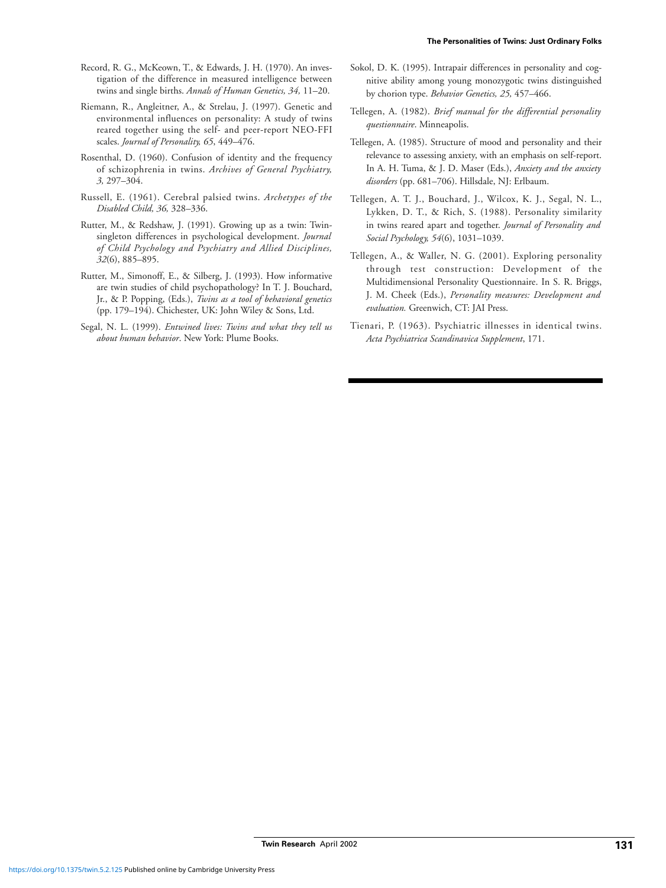Record, R. G., McKeown, T., & Edwards, J. H. (1970). An investigation of the difference in measured intelligence between twins and single births. *Annals of Human Genetics, 34,* 11–20.

Riemann, R., Angleitner, A., & Strelau, J. (1997). Genetic and environmental influences on personality: A study of twins reared together using the self- and peer-report NEO-FFI scales. *Journal of Personality, 65*, 449–476.

Rosenthal, D. (1960). Confusion of identity and the frequency of schizophrenia in twins. *Archives of General Psychiatry, 3,* 297–304.

Russell, E. (1961). Cerebral palsied twins. *Archetypes of the Disabled Child, 36,* 328–336.

Rutter, M., & Redshaw, J. (1991). Growing up as a twin: Twin-singleton differences in psychological development. *Journal of Child Psychology and Psychiatry and Allied Disciplines, 32*(6), 885–895.

Rutter, M., Simonoff, E., & Silberg, J. (1993). How informative are twin studies of child psychopathology? In T. J. Bouchard, Jr., & P. Popping, (Eds.), *Twins as a tool of behavioral genetics* (pp. 179–194). Chichester, UK: John Wiley & Sons, Ltd.

Segal, N. L. (1999). *Entwined lives: Twins and what they tell us about human behavior*. New York: Plume Books.

Sokol, D. K. (1995). Intrapair differences in personality and cognitive ability among young monozygotic twins distinguished by chorion type. *Behavior Genetics, 25,* 457–466.

Tellegen, A. (1982). *Brief manual for the differential personality questionnaire*. Minneapolis.

Tellegen, A. (1985). Structure of mood and personality and their relevance to assessing anxiety, with an emphasis on self-report. In A. H. Tuma, & J. D. Maser (Eds.), *Anxiety and the anxiety disorders* (pp. 681–706). Hillsdale, NJ: Erlbaum.

Tellegen, A. T. J., Bouchard, J., Wilcox, K. J., Segal, N. L., Lykken, D. T., & Rich, S. (1988). Personality similarity in twins reared apart and together. *Journal of Personality and Social Psychology, 54*(6), 1031–1039.

Tellegen, A., & Waller, N. G. (2001). Exploring personality through test construction: Development of the Multidimensional Personality Questionnaire. In S. R. Briggs, J. M. Cheek (Eds.), *Personality measures: Development and evaluation.* Greenwich, CT: JAI Press.

Tienari, P. (1963). Psychiatric illnesses in identical twins. *Acta Psychiatrica Scandinavica Supplement*, 171.